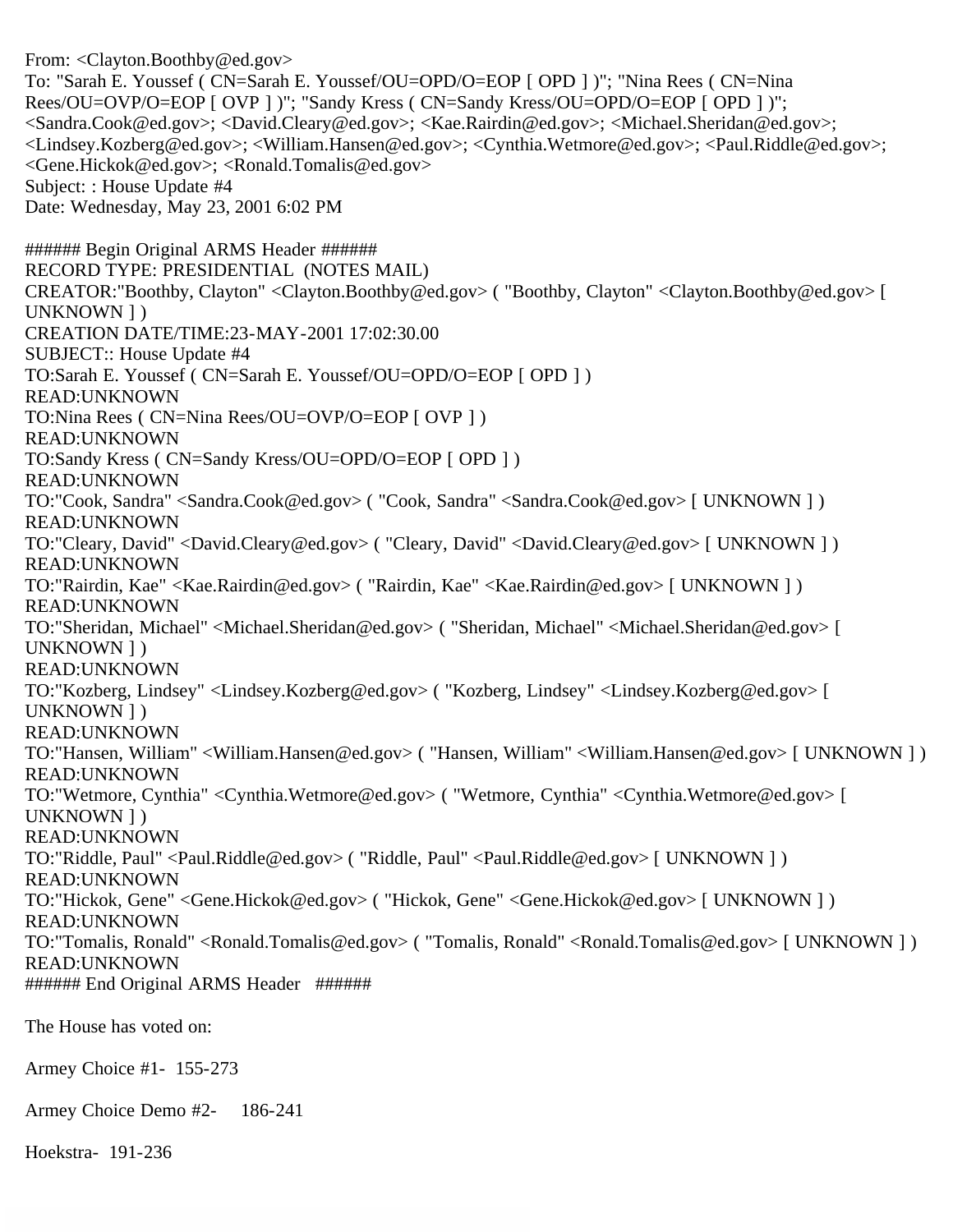From: <Clayton.Boothby@ed.gov>
To: "Sarah E. Youssef ( CN=Sarah E. Youssef/OU=OPD/O=EOP [ OPD ] )"; "Nina Rees ( CN=Nina Rees/OU=OVP/O=EOP [ OVP ] )"; "Sandy Kress ( CN=Sandy Kress/OU=OPD/O=EOP [ OPD ] )"; <Sandra.Cook@ed.gov>; <David.Cleary@ed.gov>; <Kae.Rairdin@ed.gov>; <Michael.Sheridan@ed.gov>; <Lindsey.Kozberg@ed.gov>; <William.Hansen@ed.gov>; <Cynthia.Wetmore@ed.gov>; <Paul.Riddle@ed.gov>; <Gene.Hickok@ed.gov>; <Ronald.Tomalis@ed.gov>
Subject: : House Update #4
Date: Wednesday, May 23, 2001 6:02 PM

###### Begin Original ARMS Header ######
RECORD TYPE: PRESIDENTIAL (NOTES MAIL)
CREATOR:"Boothby, Clayton" <Clayton.Boothby@ed.gov> ( "Boothby, Clayton" <Clayton.Boothby@ed.gov> [ UNKNOWN ] )
CREATION DATE/TIME:23-MAY-2001 17:02:30.00
SUBJECT:: House Update #4
TO:Sarah E. Youssef ( CN=Sarah E. Youssef/OU=OPD/O=EOP [ OPD ] )
READ:UNKNOWN
TO:Nina Rees ( CN=Nina Rees/OU=OVP/O=EOP [ OVP ] )
READ:UNKNOWN
TO:Sandy Kress ( CN=Sandy Kress/OU=OPD/O=EOP [ OPD ] )
READ:UNKNOWN
TO:"Cook, Sandra" <Sandra.Cook@ed.gov> ( "Cook, Sandra" <Sandra.Cook@ed.gov> [ UNKNOWN ] )
READ:UNKNOWN
TO:"Cleary, David" <David.Cleary@ed.gov> ( "Cleary, David" <David.Cleary@ed.gov> [ UNKNOWN ] )
READ:UNKNOWN
TO:"Rairdin, Kae" <Kae.Rairdin@ed.gov> ( "Rairdin, Kae" <Kae.Rairdin@ed.gov> [ UNKNOWN ] )
READ:UNKNOWN
TO:"Sheridan, Michael" <Michael.Sheridan@ed.gov> ( "Sheridan, Michael" <Michael.Sheridan@ed.gov> [ UNKNOWN ] )
READ:UNKNOWN
TO:"Kozberg, Lindsey" <Lindsey.Kozberg@ed.gov> ( "Kozberg, Lindsey" <Lindsey.Kozberg@ed.gov> [ UNKNOWN ] )
READ:UNKNOWN
TO:"Hansen, William" <William.Hansen@ed.gov> ( "Hansen, William" <William.Hansen@ed.gov> [ UNKNOWN ] )
READ:UNKNOWN
TO:"Wetmore, Cynthia" <Cynthia.Wetmore@ed.gov> ( "Wetmore, Cynthia" <Cynthia.Wetmore@ed.gov> [ UNKNOWN ] )
READ:UNKNOWN
TO:"Riddle, Paul" <Paul.Riddle@ed.gov> ( "Riddle, Paul" <Paul.Riddle@ed.gov> [ UNKNOWN ] )
READ:UNKNOWN
TO:"Hickok, Gene" <Gene.Hickok@ed.gov> ( "Hickok, Gene" <Gene.Hickok@ed.gov> [ UNKNOWN ] )
READ:UNKNOWN
TO:"Tomalis, Ronald" <Ronald.Tomalis@ed.gov> ( "Tomalis, Ronald" <Ronald.Tomalis@ed.gov> [ UNKNOWN ] )
READ:UNKNOWN
###### End Original ARMS Header ######

The House has voted on:

Armey Choice #1- 155-273

Armey Choice Demo #2- 186-241

Hoekstra- 191-236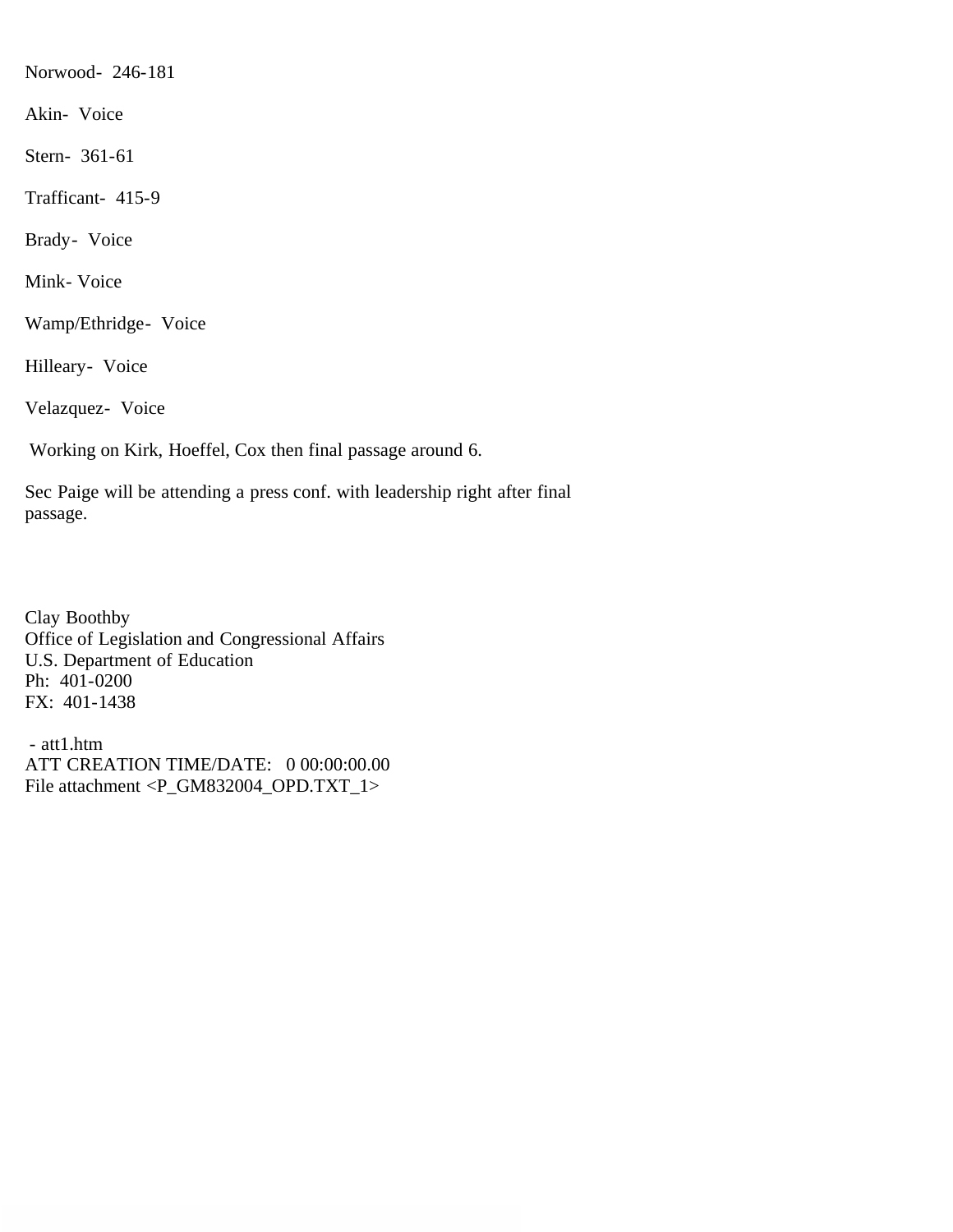Norwood- 246-181

Akin- Voice

Stern- 361-61

Trafficant- 415-9

Brady- Voice

Mink- Voice

Wamp/Ethridge- Voice

Hilleary- Voice

Velazquez- Voice

Working on Kirk, Hoeffel, Cox then final passage around 6.

Sec Paige will be attending a press conf. with leadership right after final passage.

Clay Boothby  
Office of Legislation and Congressional Affairs  
U.S. Department of Education  
Ph: 401-0200  
FX: 401-1438

- att1.htm  
ATT CREATION TIME/DATE: 0 00:00:00.00  
File attachment <P_GM832004_OPD.TXT_1>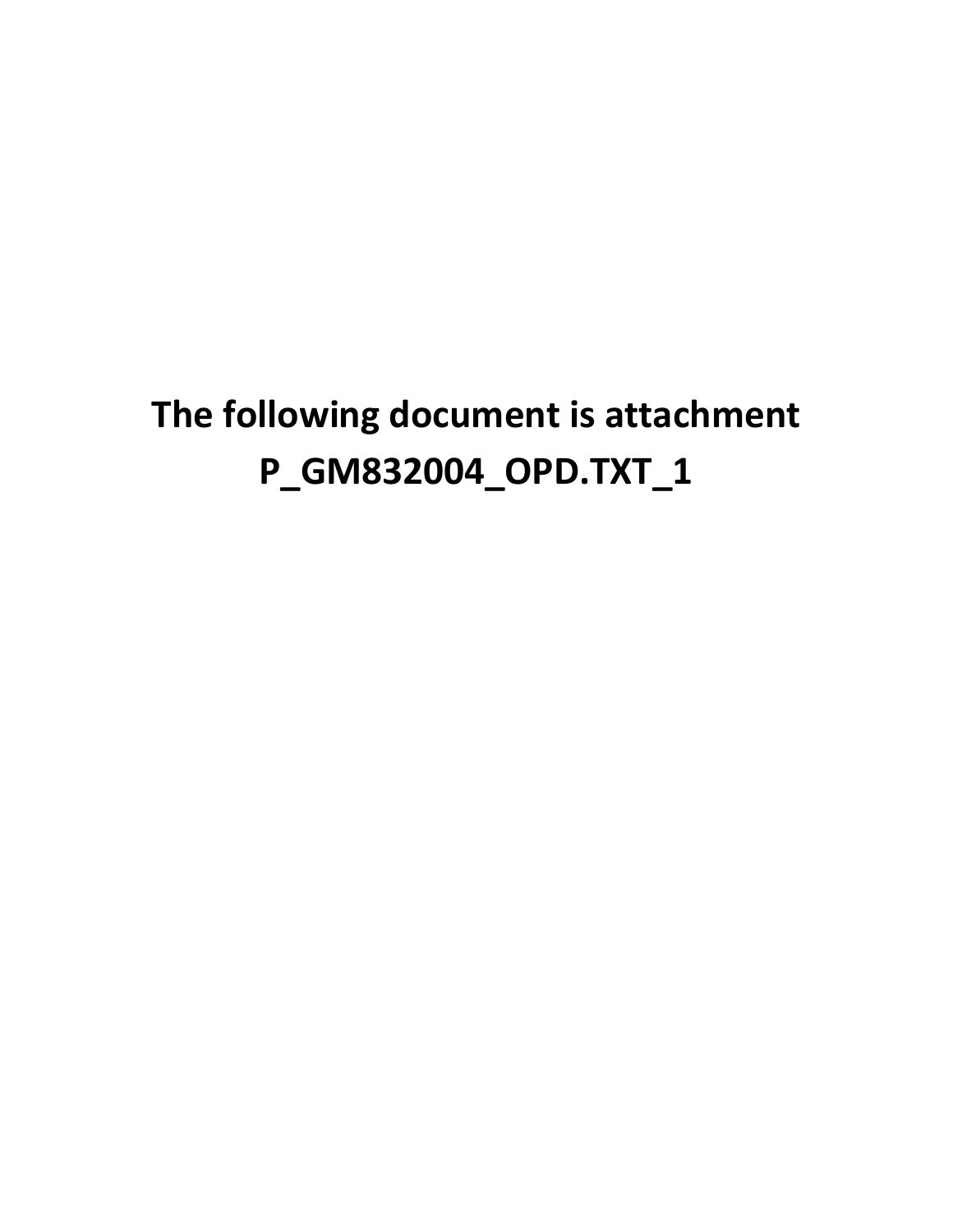**The following document is attachment P_GM832004_OPD.TXT_1**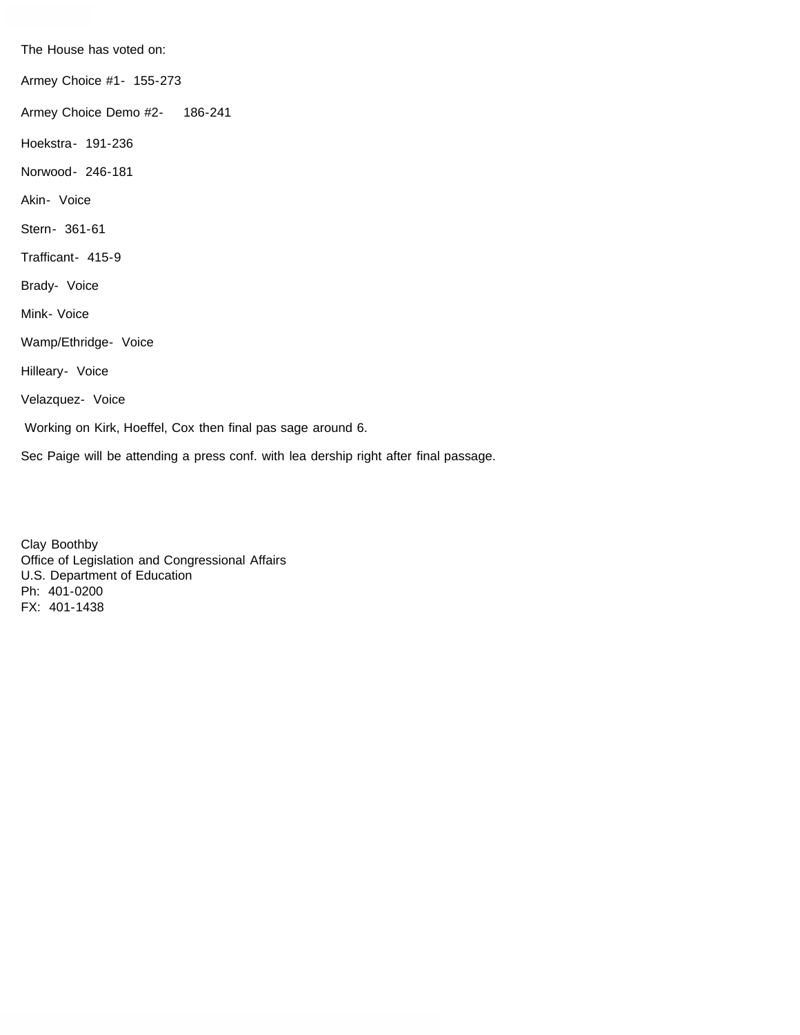The House has voted on:

Armey Choice #1- 155-273

Armey Choice Demo #2- 186-241

Hoekstra- 191-236

Norwood- 246-181

Akin- Voice

Stern- 361-61

Trafficant- 415-9

Brady- Voice

Mink- Voice

Wamp/Ethridge- Voice

Hilleary- Voice

Velazquez- Voice

Working on Kirk, Hoeffel, Cox then final pas sage around 6.

Sec Paige will be attending a press conf. with lea dership right after final passage.

Clay Boothby
Office of Legislation and Congressional Affairs
U.S. Department of Education
Ph: 401-0200
FX: 401-1438